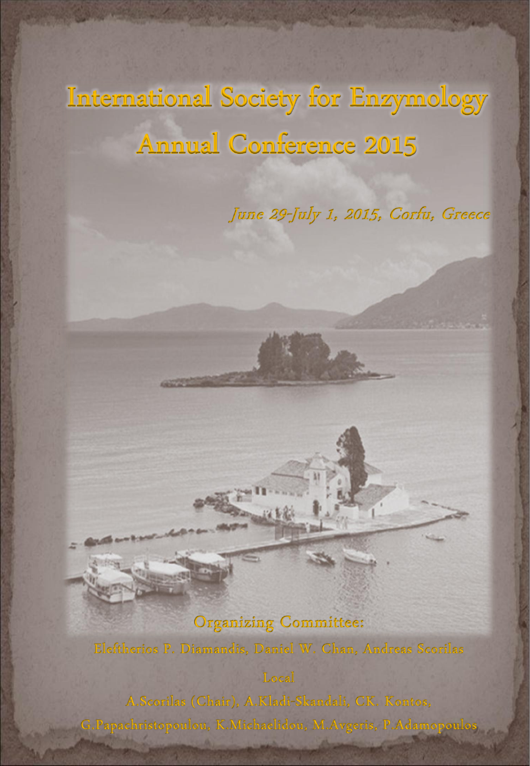# International Society for Enzymology Annual Conference 2015

*June 29-July 1, 2015, Corfu, Greece*

## Organizing Committee:

Eleftherios P. Diamandis, Daniel W. Chan, Andreas Scorilas

### Local

A.Scorilas (Chair), A.Kladi-Skandali, C.K. Kontos, G.Papachristopoulou, K.Michaelidou, M.Avgeris, P.Adamopoulos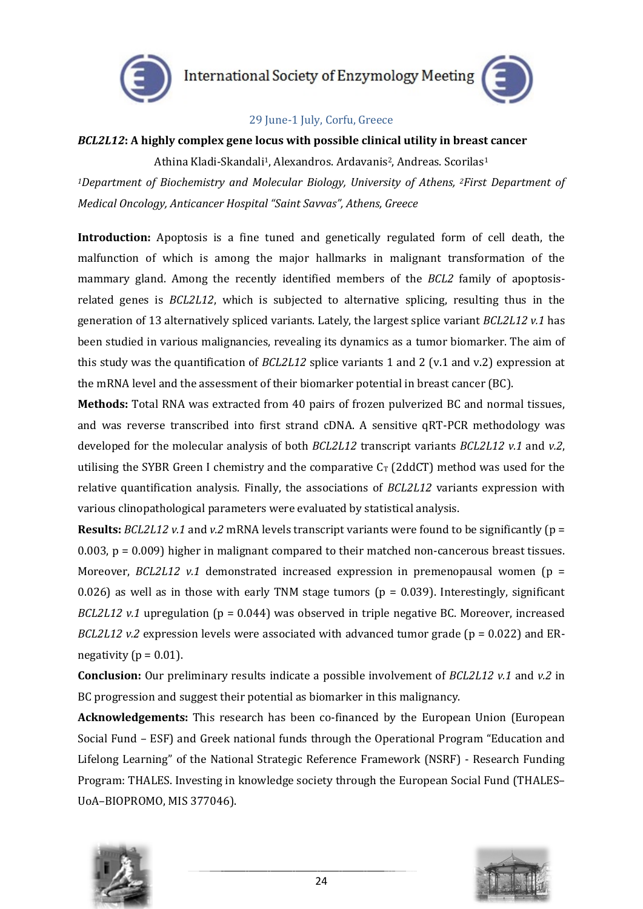***BCL2L12*: A highly complex gene locus with possible clinical utility in breast cancer**

Athina Kladi-Skandali[1], Alexandros. Ardavanis[2], Andreas. Scorilas[1]

*[1]Department of Biochemistry and Molecular Biology, University of Athens, [2]First Department of Medical Oncology, Anticancer Hospital "Saint Savvas", Athens, Greece*

**Introduction:** Apoptosis is a fine tuned and genetically regulated form of cell death, the malfunction of which is among the major hallmarks in malignant transformation of the mammary gland. Among the recently identified members of the *BCL2* family of apoptosis-related genes is *BCL2L12*, which is subjected to alternative splicing, resulting thus in the generation of 13 alternatively spliced variants. Lately, the largest splice variant *BCL2L12 v.1* has been studied in various malignancies, revealing its dynamics as a tumor biomarker. The aim of this study was the quantification of *BCL2L12* splice variants 1 and 2 (v.1 and v.2) expression at the mRNA level and the assessment of their biomarker potential in breast cancer (BC).

**Methods:** Total RNA was extracted from 40 pairs of frozen pulverized BC and normal tissues, and was reverse transcribed into first strand cDNA. A sensitive qRT-PCR methodology was developed for the molecular analysis of both *BCL2L12* transcript variants *BCL2L12 v.1* and *v.2*, utilising the SYBR Green I chemistry and the comparative $C_T$ (2ddCT) method was used for the relative quantification analysis. Finally, the associations of *BCL2L12* variants expression with various clinopathological parameters were evaluated by statistical analysis.

**Results:** *BCL2L12 v.1* and *v.2* mRNA levels transcript variants were found to be significantly ($p = 0.003$, $p = 0.009$) higher in malignant compared to their matched non-cancerous breast tissues. Moreover, *BCL2L12 v.1* demonstrated increased expression in premenopausal women ($p = 0.026$) as well as in those with early TNM stage tumors ($p = 0.039$). Interestingly, significant *BCL2L12 v.1* upregulation ($p = 0.044$) was observed in triple negative BC. Moreover, increased *BCL2L12 v.2* expression levels were associated with advanced tumor grade ($p = 0.022$) and ER-negativity ($p = 0.01$).

**Conclusion:** Our preliminary results indicate a possible involvement of *BCL2L12 v.1* and *v.2* in BC progression and suggest their potential as biomarker in this malignancy.

**Acknowledgements:** This research has been co-financed by the European Union (European Social Fund – ESF) and Greek national funds through the Operational Program "Education and Lifelong Learning" of the National Strategic Reference Framework (NSRF) - Research Funding Program: THALES. Investing in knowledge society through the European Social Fund (THALES–UoA–BIOPROMO, MIS 377046).